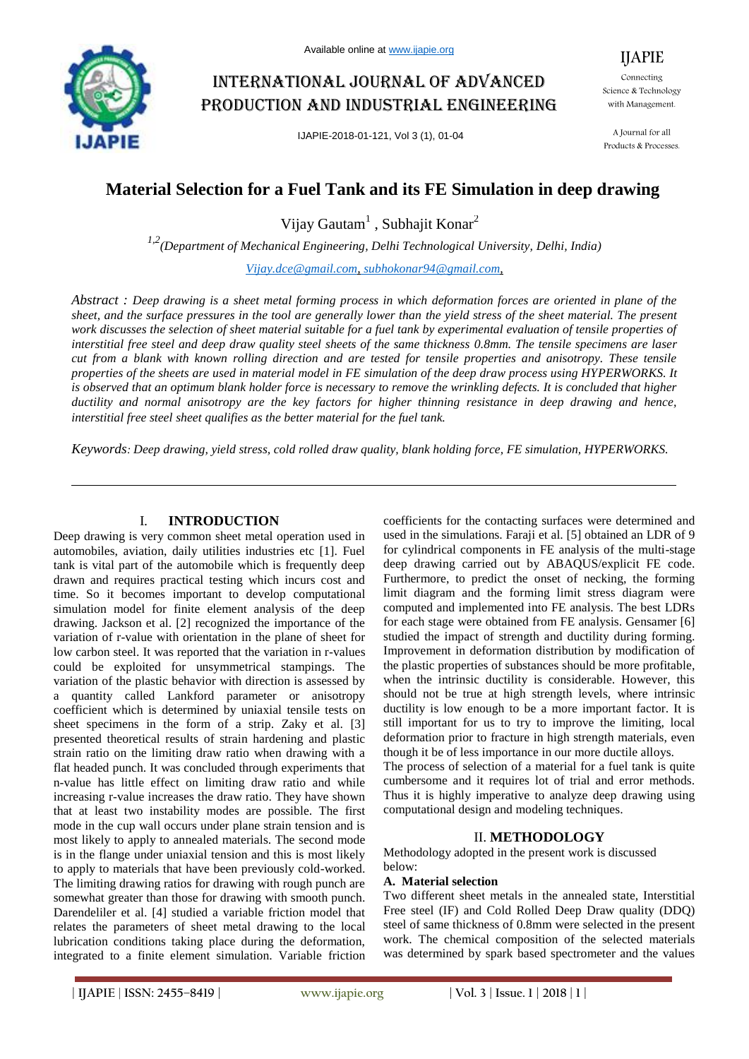# Material Selection for a Fuel Tank and its FE Simulation in deep drawing

Vijay Gautam[1] , Subhajit Konar[2]

[1,2](Department of Mechanical Engineering, Delhi Technological University, Delhi, India)

Vijay.dce@gmail.com, subhokonar94@gmail.com,

*Abstract : Deep drawing is a sheet metal forming process in which deformation forces are oriented in plane of the sheet, and the surface pressures in the tool are generally lower than the yield stress of the sheet material. The present work discusses the selection of sheet material suitable for a fuel tank by experimental evaluation of tensile properties of interstitial free steel and deep draw quality steel sheets of the same thickness 0.8mm. The tensile specimens are laser cut from a blank with known rolling direction and are tested for tensile properties and anisotropy. These tensile properties of the sheets are used in material model in FE simulation of the deep draw process using HYPERWORKS. It is observed that an optimum blank holder force is necessary to remove the wrinkling defects. It is concluded that higher ductility and normal anisotropy are the key factors for higher thinning resistance in deep drawing and hence, interstitial free steel sheet qualifies as the better material for the fuel tank.*

*Keywords: Deep drawing, yield stress, cold rolled draw quality, blank holding force, FE simulation, HYPERWORKS.*

## I. INTRODUCTION

Deep drawing is very common sheet metal operation used in automobiles, aviation, daily utilities industries etc [1]. Fuel tank is vital part of the automobile which is frequently deep drawn and requires practical testing which incurs cost and time. So it becomes important to develop computational simulation model for finite element analysis of the deep drawing. Jackson et al. [2] recognized the importance of the variation of r-value with orientation in the plane of sheet for low carbon steel. It was reported that the variation in r-values could be exploited for unsymmetrical stampings. The variation of the plastic behavior with direction is assessed by a quantity called Lankford parameter or anisotropy coefficient which is determined by uniaxial tensile tests on sheet specimens in the form of a strip. Zaky et al. [3] presented theoretical results of strain hardening and plastic strain ratio on the limiting draw ratio when drawing with a flat headed punch. It was concluded through experiments that n-value has little effect on limiting draw ratio and while increasing r-value increases the draw ratio. They have shown that at least two instability modes are possible. The first mode in the cup wall occurs under plane strain tension and is most likely to apply to annealed materials. The second mode is in the flange under uniaxial tension and this is most likely to apply to materials that have been previously cold-worked. The limiting drawing ratios for drawing with rough punch are somewhat greater than those for drawing with smooth punch. Darendeliler et al. [4] studied a variable friction model that relates the parameters of sheet metal drawing to the local lubrication conditions taking place during the deformation, integrated to a finite element simulation. Variable friction coefficients for the contacting surfaces were determined and used in the simulations. Faraji et al. [5] obtained an LDR of 9 for cylindrical components in FE analysis of the multi-stage deep drawing carried out by ABAQUS/explicit FE code. Furthermore, to predict the onset of necking, the forming limit diagram and the forming limit stress diagram were computed and implemented into FE analysis. The best LDRs for each stage were obtained from FE analysis. Gensamer [6] studied the impact of strength and ductility during forming. Improvement in deformation distribution by modification of the plastic properties of substances should be more profitable, when the intrinsic ductility is considerable. However, this should not be true at high strength levels, where intrinsic ductility is low enough to be a more important factor. It is still important for us to try to improve the limiting, local deformation prior to fracture in high strength materials, even though it be of less importance in our more ductile alloys.

The process of selection of a material for a fuel tank is quite cumbersome and it requires lot of trial and error methods. Thus it is highly imperative to analyze deep drawing using computational design and modeling techniques.

## II. METHODOLOGY

Methodology adopted in the present work is discussed below:

### A. Material selection

Two different sheet metals in the annealed state, Interstitial Free steel (IF) and Cold Rolled Deep Draw quality (DDQ) steel of same thickness of 0.8mm were selected in the present work. The chemical composition of the selected materials was determined by spark based spectrometer and the values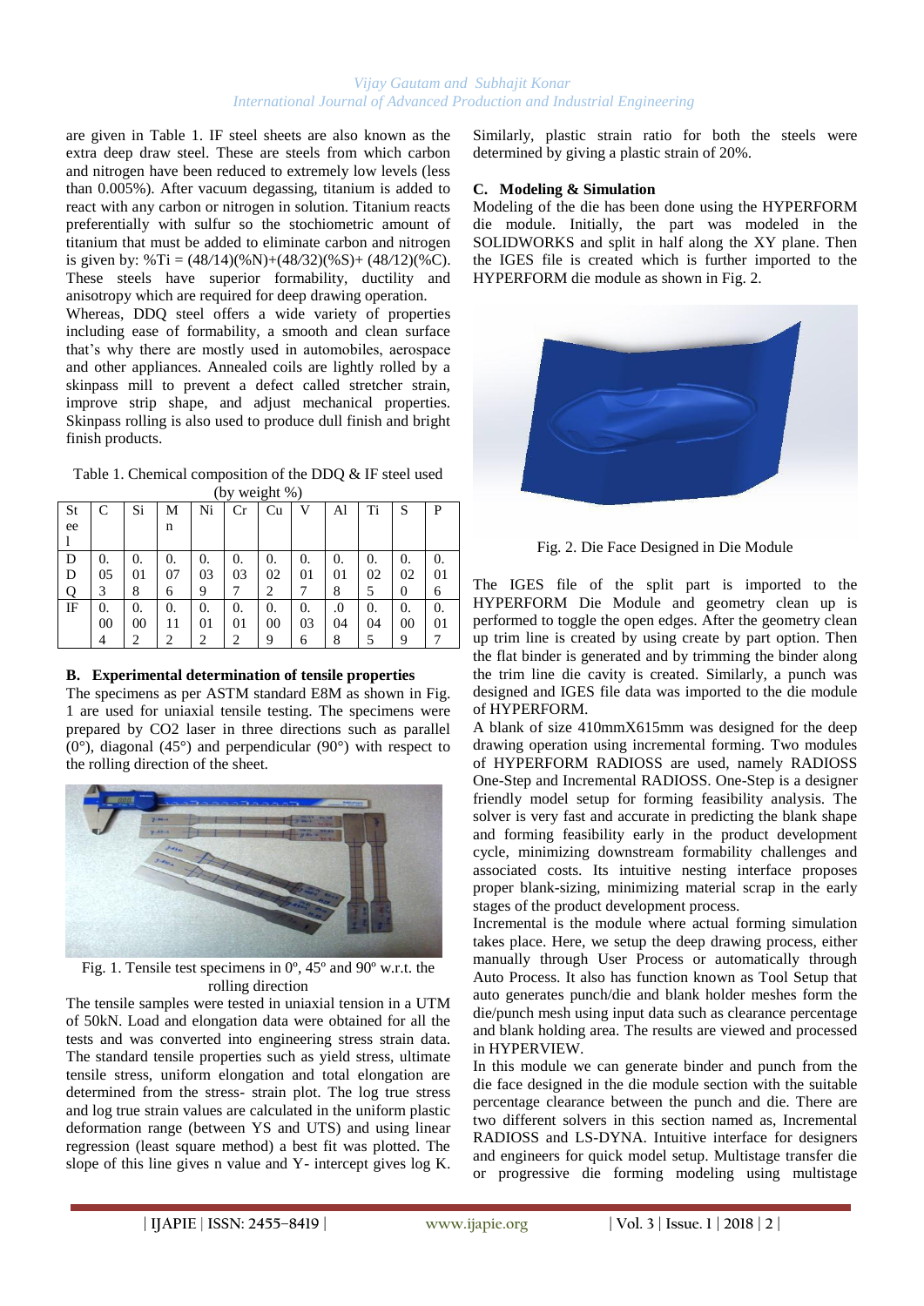are given in Table 1. IF steel sheets are also known as the extra deep draw steel. These are steels from which carbon and nitrogen have been reduced to extremely low levels (less than 0.005%). After vacuum degassing, titanium is added to react with any carbon or nitrogen in solution. Titanium reacts preferentially with sulfur so the stochiometric amount of titanium that must be added to eliminate carbon and nitrogen is given by: %Ti = (48/14)(%N)+(48/32)(%S)+ (48/12)(%C). These steels have superior formability, ductility and anisotropy which are required for deep drawing operation.

Whereas, DDQ steel offers a wide variety of properties including ease of formability, a smooth and clean surface that's why there are mostly used in automobiles, aerospace and other appliances. Annealed coils are lightly rolled by a skinpass mill to prevent a defect called stretcher strain, improve strip shape, and adjust mechanical properties. Skinpass rolling is also used to produce dull finish and bright finish products.

Table 1. Chemical composition of the DDQ & IF steel used (by weight %)

| Steel | C | Si | Mn | Ni | Cr | Cu | V | Al | Ti | S | P |
|---|---|---|---|---|---|---|---|---|---|---|---|
| DDQ | 0.053 | 0.018 | 0.076 | 0.039 | 0.037 | 0.022 | 0.017 | 0.018 | 0.025 | 0.020 | 0.016 |
| IF | 0.004 | 0.002 | 0.112 | 0.012 | 0.012 | 0.009 | 0.036 | .048 | 0.045 | 0.009 | 0.017 |

### B. Experimental determination of tensile properties

The specimens as per ASTM standard E8M as shown in Fig. 1 are used for uniaxial tensile testing. The specimens were prepared by $CO_2$ laser in three directions such as parallel (0°), diagonal (45°) and perpendicular (90°) with respect to the rolling direction of the sheet.

Fig. 1. Tensile test specimens in 0º, 45º and 90º w.r.t. the rolling direction

The tensile samples were tested in uniaxial tension in a UTM of 50kN. Load and elongation data were obtained for all the tests and was converted into engineering stress strain data. The standard tensile properties such as yield stress, ultimate tensile stress, uniform elongation and total elongation are determined from the stress- strain plot. The log true stress and log true strain values are calculated in the uniform plastic deformation range (between YS and UTS) and using linear regression (least square method) a best fit was plotted. The slope of this line gives n value and Y- intercept gives log K. Similarly, plastic strain ratio for both the steels were determined by giving a plastic strain of 20%.

### C. Modeling & Simulation

Modeling of the die has been done using the HYPERFORM die module. Initially, the part was modeled in the SOLIDWORKS and split in half along the XY plane. Then the IGES file is created which is further imported to the HYPERFORM die module as shown in Fig. 2.

Fig. 2. Die Face Designed in Die Module

The IGES file of the split part is imported to the HYPERFORM Die Module and geometry clean up is performed to toggle the open edges. After the geometry clean up trim line is created by using create by part option. Then the flat binder is generated and by trimming the binder along the trim line die cavity is created. Similarly, a punch was designed and IGES file data was imported to the die module of HYPERFORM.

A blank of size 410mmX615mm was designed for the deep drawing operation using incremental forming. Two modules of HYPERFORM RADIOSS are used, namely RADIOSS One-Step and Incremental RADIOSS. One-Step is a designer friendly model setup for forming feasibility analysis. The solver is very fast and accurate in predicting the blank shape and forming feasibility early in the product development cycle, minimizing downstream formability challenges and associated costs. Its intuitive nesting interface proposes proper blank-sizing, minimizing material scrap in the early stages of the product development process.

Incremental is the module where actual forming simulation takes place. Here, we setup the deep drawing process, either manually through User Process or automatically through Auto Process. It also has function known as Tool Setup that auto generates punch/die and blank holder meshes form the die/punch mesh using input data such as clearance percentage and blank holding area. The results are viewed and processed in HYPERVIEW.

In this module we can generate binder and punch from the die face designed in the die module section with the suitable percentage clearance between the punch and die. There are two different solvers in this section named as, Incremental RADIOSS and LS-DYNA. Intuitive interface for designers and engineers for quick model setup. Multistage transfer die or progressive die forming modeling using multistage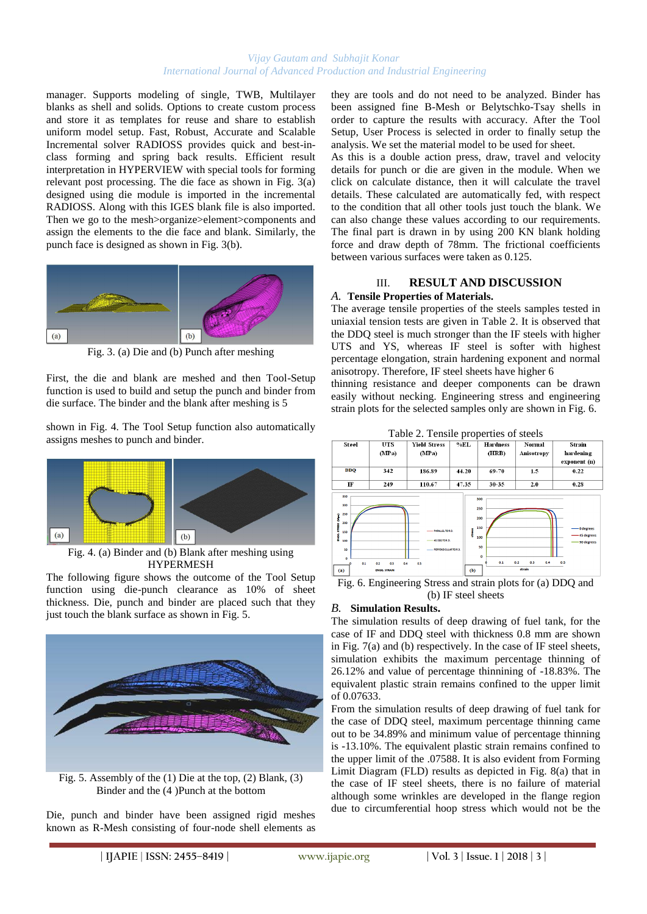manager. Supports modeling of single, TWB, Multilayer blanks as shell and solids. Options to create custom process and store it as templates for reuse and share to establish uniform model setup. Fast, Robust, Accurate and Scalable Incremental solver RADIOSS provides quick and best-in-class forming and spring back results. Efficient result interpretation in HYPERVIEW with special tools for forming relevant post processing. The die face as shown in Fig. 3(a) designed using die module is imported in the incremental RADIOSS. Along with this IGES blank file is also imported. Then we go to the mesh>organize>element>components and assign the elements to the die face and blank. Similarly, the punch face is designed as shown in Fig. 3(b).

Fig. 3. (a) Die and (b) Punch after meshing

First, the die and blank are meshed and then Tool-Setup function is used to build and setup the punch and binder from die surface. The binder and the blank after meshing is shown in Fig. 4. The Tool Setup function also automatically assigns meshes to punch and binder.

Fig. 4. (a) Binder and (b) Blank after meshing using HYPERMESH

The following figure shows the outcome of the Tool Setup function using die-punch clearance as 10% of sheet thickness. Die, punch and binder are placed such that they just touch the blank surface as shown in Fig. 5.

Fig. 5. Assembly of the (1) Die at the top, (2) Blank, (3) Binder and the (4 )Punch at the bottom

Die, punch and binder have been assigned rigid meshes known as R-Mesh consisting of four-node shell elements as they are tools and do not need to be analyzed. Binder has been assigned free B-Mesh or Belytschko-Tsay shells in order to capture the results with accuracy. After the Tool Setup, User Process is selected in order to finally setup the analysis. We set the material model to be used for sheet.

As this is a double action press, draw, travel and velocity details for punch or die are given in the module. When we click on calculate distance, then it will calculate the travel details. These calculated are automatically fed, with respect to the condition that all other tools just touch the blank. We can also change these values according to our requirements. The final part is drawn in by using 200 KN blank holding force and draw depth of 78mm. The frictional coefficients between various surfaces were taken as 0.125.

## III. RESULT AND DISCUSSION

### A. Tensile Properties of Materials.

The average tensile properties of the steels samples tested in uniaxial tension tests are given in Table 2. It is observed that the DDQ steel is much stronger than the IF steels with higher UTS and YS, whereas IF steel is softer with highest percentage elongation, strain hardening exponent and normal anisotropy. Therefore, IF steel sheets have higher thinning resistance and deeper components can be drawn easily without necking. Engineering stress and engineering strain plots for the selected samples only are shown in Fig. 6.

Table 2. Tensile properties of steels

| Steel | UTS (MPa) | Yield Stress (MPa) | %EL | Hardness (HRB) | Normal Anisotropy | Strain hardening exponent (n) |
|---|---|---|---|---|---|---|
| DDQ | 342 | 186.89 | 44.20 | 69-70 | 1.5 | 0.22 |
| IF | 249 | 110.67 | 47.35 | 30-35 | 2.0 | 0.28 |

Fig. 6. Engineering Stress and strain plots for (a) DDQ and (b) IF steel sheets

### B. Simulation Results.

The simulation results of deep drawing of fuel tank, for the case of IF and DDQ steel with thickness 0.8 mm are shown in Fig. 7(a) and (b) respectively. In the case of IF steel sheets, simulation exhibits the maximum percentage thinning of 26.12% and value of percentage thinning of -18.83%. The equivalent plastic strain remains confined to the upper limit of 0.07633.

From the simulation results of deep drawing of fuel tank for the case of DDQ steel, maximum percentage thinning came out to be 34.89% and minimum value of percentage thinning is -13.10%. The equivalent plastic strain remains confined to the upper limit of the .07588. It is also evident from Forming Limit Diagram (FLD) results as depicted in Fig. 8(a) that in the case of IF steel sheets, there is no failure of material although some wrinkles are developed in the flange region due to circumferential hoop stress which would not be the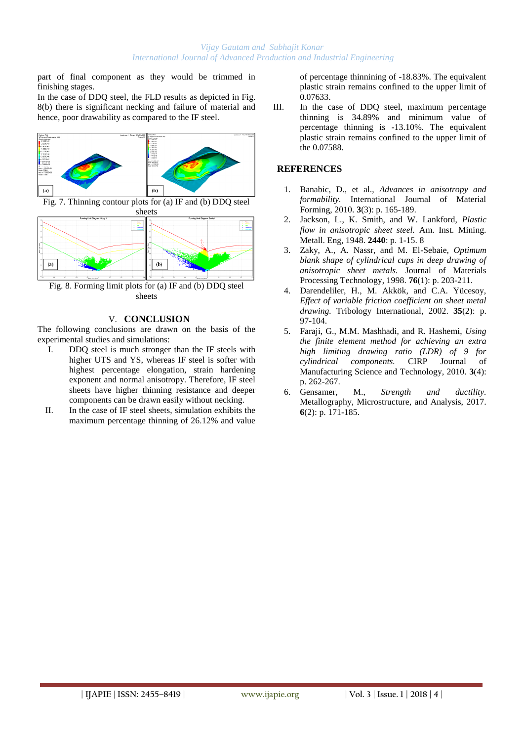part of final component as they would be trimmed in finishing stages.

In the case of DDQ steel, the FLD results as depicted in Fig. 8(b) there is significant necking and failure of material and hence, poor drawability as compared to the IF steel.

Fig. 7. Thinning contour plots for (a) IF and (b) DDQ steel sheets

Fig. 8. Forming limit plots for (a) IF and (b) DDQ steel sheets

## V. CONCLUSION

The following conclusions are drawn on the basis of the experimental studies and simulations:

I. DDQ steel is much stronger than the IF steels with higher UTS and YS, whereas IF steel is softer with highest percentage elongation, strain hardening exponent and normal anisotropy. Therefore, IF steel sheets have higher thinning resistance and deeper components can be drawn easily without necking.

II. In the case of IF steel sheets, simulation exhibits the maximum percentage thinning of 26.12% and value of percentage thinnining of -18.83%. The equivalent plastic strain remains confined to the upper limit of 0.07633.

III. In the case of DDQ steel, maximum percentage thinning is 34.89% and minimum value of percentage thinning is -13.10%. The equivalent plastic strain remains confined to the upper limit of the 0.07588.

## REFERENCES

1. Banabic, D., et al., *Advances in anisotropy and formability.* International Journal of Material Forming, 2010. **3**(3): p. 165-189.
2. Jackson, L., K. Smith, and W. Lankford, *Plastic flow in anisotropic sheet steel.* Am. Inst. Mining. Metall. Eng, 1948. **2440**: p. 1-15. 8
3. Zaky, A., A. Nassr, and M. El-Sebaie, *Optimum blank shape of cylindrical cups in deep drawing of anisotropic sheet metals.* Journal of Materials Processing Technology, 1998. **76**(1): p. 203-211.
4. Darendeliler, H., M. Akkök, and C.A. Yücesoy, *Effect of variable friction coefficient on sheet metal drawing.* Tribology International, 2002. **35**(2): p. 97-104.
5. Faraji, G., M.M. Mashhadi, and R. Hashemi, *Using the finite element method for achieving an extra high limiting drawing ratio (LDR) of 9 for cylindrical components.* CIRP Journal of Manufacturing Science and Technology, 2010. **3**(4): p. 262-267.
6. Gensamer, M., *Strength and ductility.* Metallography, Microstructure, and Analysis, 2017. **6**(2): p. 171-185.